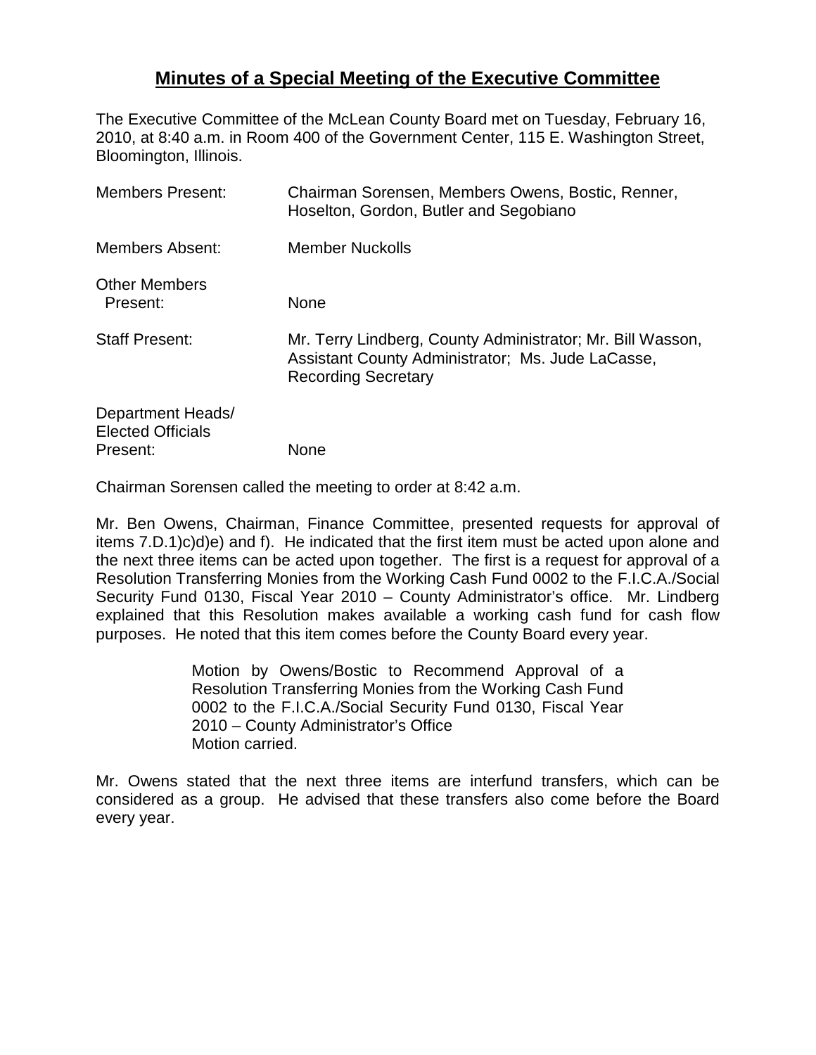# Minutes of a Special Meeting of the Executive Committee

The Executive Committee of the McLean County Board met on Tuesday, February 16, 2010, at 8:40 a.m. in Room 400 of the Government Center, 115 E. Washington Street, Bloomington, Illinois.

| | |
|---|---|
| Members Present: | Chairman Sorensen, Members Owens, Bostic, Renner, Hoselton, Gordon, Butler and Segobiano |
| Members Absent: | Member Nuckolls |
| Other Members Present: | None |
| Staff Present: | Mr. Terry Lindberg, County Administrator; Mr. Bill Wasson, Assistant County Administrator; Ms. Jude LaCasse, Recording Secretary |
| Department Heads/ Elected Officials Present: | None |

Chairman Sorensen called the meeting to order at 8:42 a.m.

Mr. Ben Owens, Chairman, Finance Committee, presented requests for approval of items 7.D.1)c)d)e) and f). He indicated that the first item must be acted upon alone and the next three items can be acted upon together. The first is a request for approval of a Resolution Transferring Monies from the Working Cash Fund 0002 to the F.I.C.A./Social Security Fund 0130, Fiscal Year 2010 – County Administrator's office. Mr. Lindberg explained that this Resolution makes available a working cash fund for cash flow purposes. He noted that this item comes before the County Board every year.

> Motion by Owens/Bostic to Recommend Approval of a Resolution Transferring Monies from the Working Cash Fund 0002 to the F.I.C.A./Social Security Fund 0130, Fiscal Year 2010 – County Administrator's Office
> Motion carried.

Mr. Owens stated that the next three items are interfund transfers, which can be considered as a group. He advised that these transfers also come before the Board every year.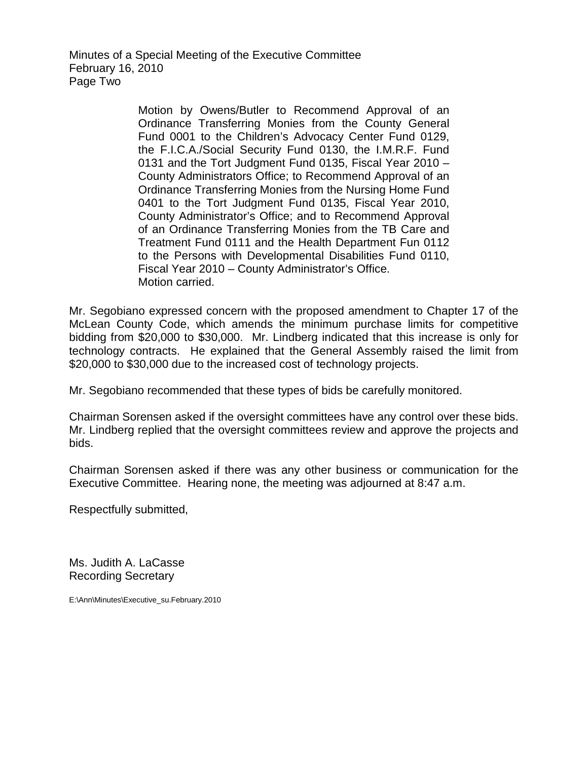Motion by Owens/Butler to Recommend Approval of an Ordinance Transferring Monies from the County General Fund 0001 to the Children's Advocacy Center Fund 0129, the F.I.C.A./Social Security Fund 0130, the I.M.R.F. Fund 0131 and the Tort Judgment Fund 0135, Fiscal Year 2010 – County Administrators Office; to Recommend Approval of an Ordinance Transferring Monies from the Nursing Home Fund 0401 to the Tort Judgment Fund 0135, Fiscal Year 2010, County Administrator's Office; and to Recommend Approval of an Ordinance Transferring Monies from the TB Care and Treatment Fund 0111 and the Health Department Fun 0112 to the Persons with Developmental Disabilities Fund 0110, Fiscal Year 2010 – County Administrator's Office.
Motion carried.

Mr. Segobiano expressed concern with the proposed amendment to Chapter 17 of the McLean County Code, which amends the minimum purchase limits for competitive bidding from $20,000 to $30,000. Mr. Lindberg indicated that this increase is only for technology contracts. He explained that the General Assembly raised the limit from $20,000 to $30,000 due to the increased cost of technology projects.

Mr. Segobiano recommended that these types of bids be carefully monitored.

Chairman Sorensen asked if the oversight committees have any control over these bids. Mr. Lindberg replied that the oversight committees review and approve the projects and bids.

Chairman Sorensen asked if there was any other business or communication for the Executive Committee. Hearing none, the meeting was adjourned at 8:47 a.m.

Respectfully submitted,

Ms. Judith A. LaCasse
Recording Secretary

E:\Ann\Minutes\Executive_su.February.2010